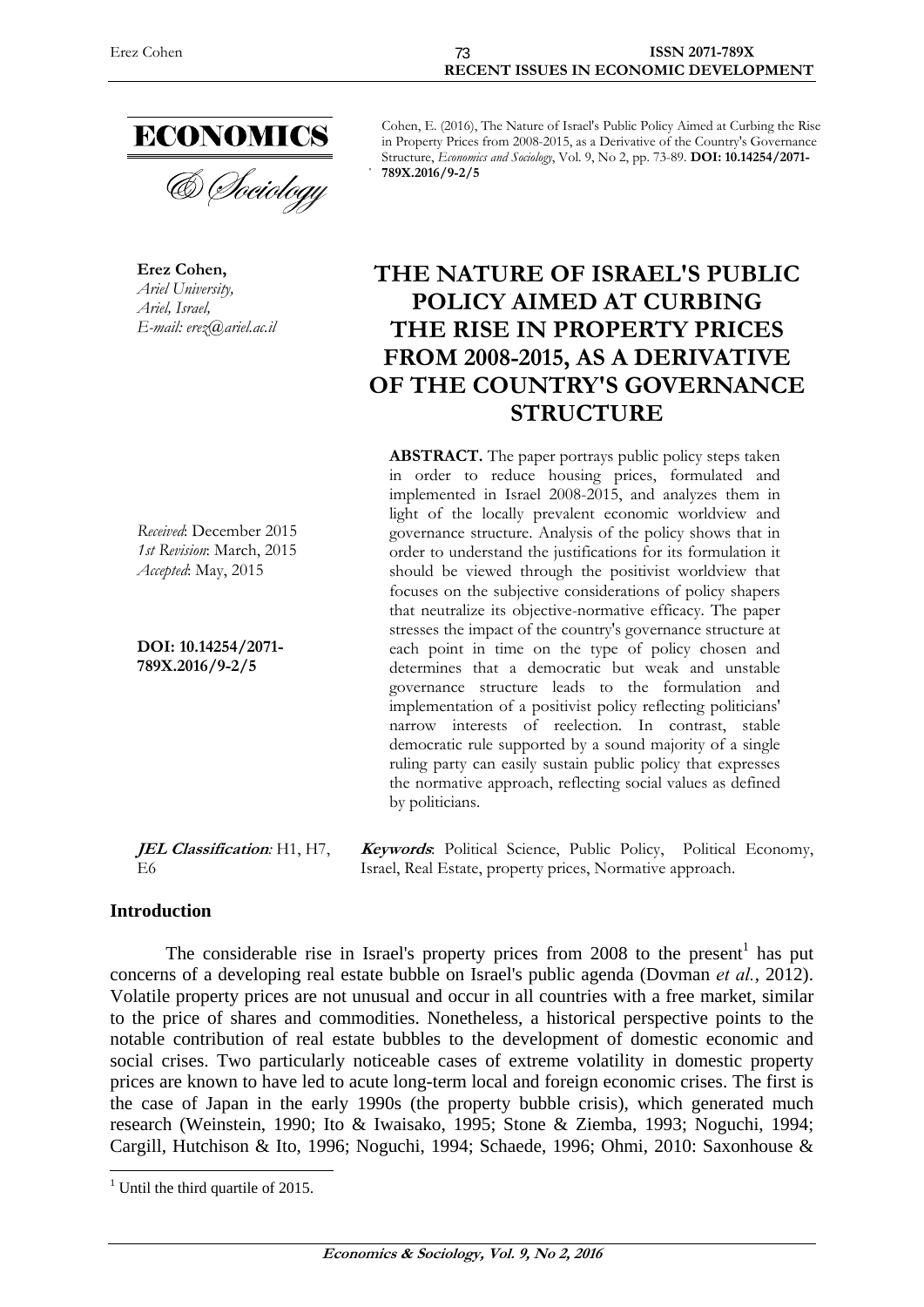Cohen, E. (2016), The Nature of Israel's Public Policy Aimed at Curbing the Rise in Property Prices from 2008-2015, as a Derivative of the Country's Governance Structure, *Economics and Sociology*, Vol. 9, No 2, pp. 73-89. **DOI: 10.14254/2071-789X.2016/9-2/5**

**Erez Cohen,**
*Ariel University,*
*Ariel, Israel,*
*E-mail: erez@ariel.ac.il*

# THE NATURE OF ISRAEL'S PUBLIC POLICY AIMED AT CURBING THE RISE IN PROPERTY PRICES FROM 2008-2015, AS A DERIVATIVE OF THE COUNTRY'S GOVERNANCE STRUCTURE

*Received*: December 2015
*1st Revision*: March, 2015
*Accepted*: May, 2015

**DOI: 10.14254/2071-789X.2016/9-2/5**

**ABSTRACT.** The paper portrays public policy steps taken in order to reduce housing prices, formulated and implemented in Israel 2008-2015, and analyzes them in light of the locally prevalent economic worldview and governance structure. Analysis of the policy shows that in order to understand the justifications for its formulation it should be viewed through the positivist worldview that focuses on the subjective considerations of policy shapers that neutralize its objective-normative efficacy. The paper stresses the impact of the country's governance structure at each point in time on the type of policy chosen and determines that a democratic but weak and unstable governance structure leads to the formulation and implementation of a positivist policy reflecting politicians' narrow interests of reelection. In contrast, stable democratic rule supported by a sound majority of a single ruling party can easily sustain public policy that expresses the normative approach, reflecting social values as defined by politicians.

***JEL Classification*:** H1, H7, E6

***Keywords*:** Political Science, Public Policy, Political Economy, Israel, Real Estate, property prices, Normative approach.

## Introduction

The considerable rise in Israel's property prices from 2008 to the present[1] has put concerns of a developing real estate bubble on Israel's public agenda (Dovman *et al.*, 2012). Volatile property prices are not unusual and occur in all countries with a free market, similar to the price of shares and commodities. Nonetheless, a historical perspective points to the notable contribution of real estate bubbles to the development of domestic economic and social crises. Two particularly noticeable cases of extreme volatility in domestic property prices are known to have led to acute long-term local and foreign economic crises. The first is the case of Japan in the early 1990s (the property bubble crisis), which generated much research (Weinstein, 1990; Ito & Iwaisako, 1995; Stone & Ziemba, 1993; Noguchi, 1994; Cargill, Hutchison & Ito, 1996; Noguchi, 1994; Schaede, 1996; Ohmi, 2010: Saxonhouse &

[1] Until the third quartile of 2015.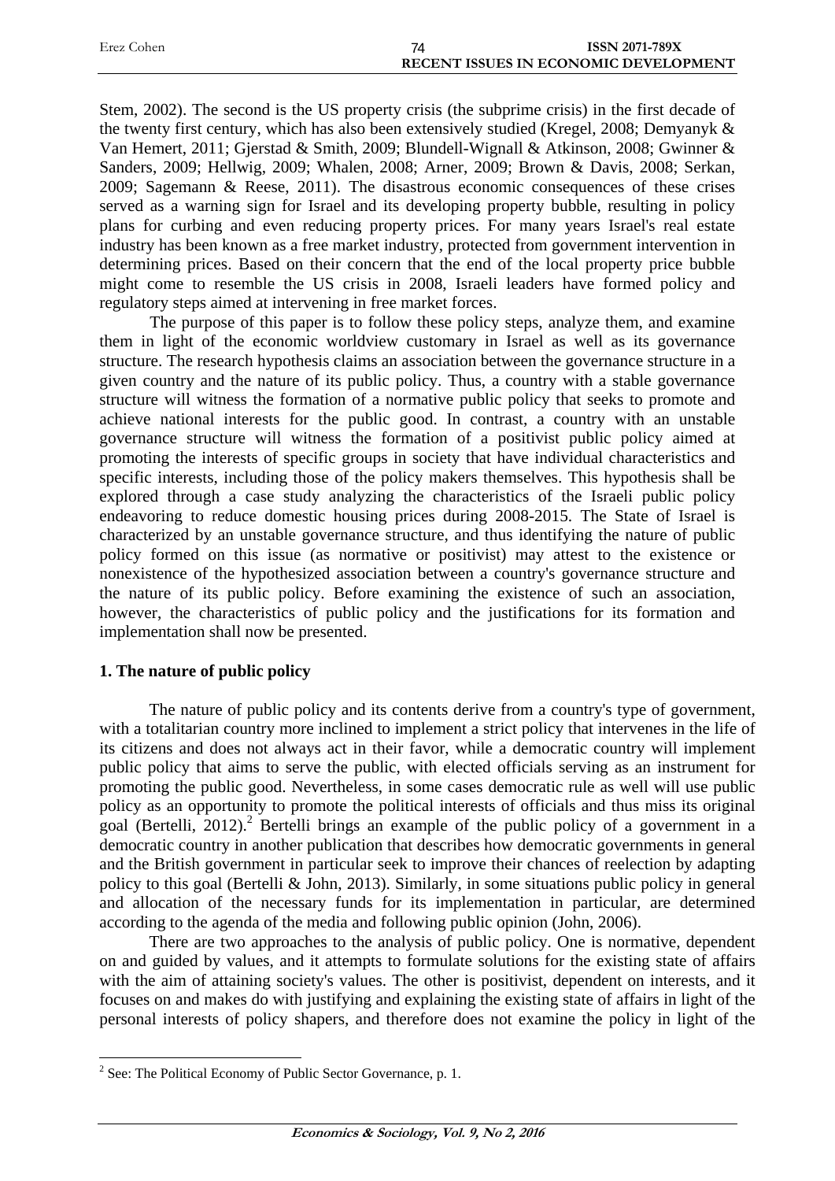Stem, 2002). The second is the US property crisis (the subprime crisis) in the first decade of the twenty first century, which has also been extensively studied (Kregel, 2008; Demyanyk & Van Hemert, 2011; Gjerstad & Smith, 2009; Blundell-Wignall & Atkinson, 2008; Gwinner & Sanders, 2009; Hellwig, 2009; Whalen, 2008; Arner, 2009; Brown & Davis, 2008; Serkan, 2009; Sagemann & Reese, 2011). The disastrous economic consequences of these crises served as a warning sign for Israel and its developing property bubble, resulting in policy plans for curbing and even reducing property prices. For many years Israel's real estate industry has been known as a free market industry, protected from government intervention in determining prices. Based on their concern that the end of the local property price bubble might come to resemble the US crisis in 2008, Israeli leaders have formed policy and regulatory steps aimed at intervening in free market forces.

The purpose of this paper is to follow these policy steps, analyze them, and examine them in light of the economic worldview customary in Israel as well as its governance structure. The research hypothesis claims an association between the governance structure in a given country and the nature of its public policy. Thus, a country with a stable governance structure will witness the formation of a normative public policy that seeks to promote and achieve national interests for the public good. In contrast, a country with an unstable governance structure will witness the formation of a positivist public policy aimed at promoting the interests of specific groups in society that have individual characteristics and specific interests, including those of the policy makers themselves. This hypothesis shall be explored through a case study analyzing the characteristics of the Israeli public policy endeavoring to reduce domestic housing prices during 2008-2015. The State of Israel is characterized by an unstable governance structure, and thus identifying the nature of public policy formed on this issue (as normative or positivist) may attest to the existence or nonexistence of the hypothesized association between a country's governance structure and the nature of its public policy. Before examining the existence of such an association, however, the characteristics of public policy and the justifications for its formation and implementation shall now be presented.

## 1. The nature of public policy

The nature of public policy and its contents derive from a country's type of government, with a totalitarian country more inclined to implement a strict policy that intervenes in the life of its citizens and does not always act in their favor, while a democratic country will implement public policy that aims to serve the public, with elected officials serving as an instrument for promoting the public good. Nevertheless, in some cases democratic rule as well will use public policy as an opportunity to promote the political interests of officials and thus miss its original goal (Bertelli, 2012).[2] Bertelli brings an example of the public policy of a government in a democratic country in another publication that describes how democratic governments in general and the British government in particular seek to improve their chances of reelection by adapting policy to this goal (Bertelli & John, 2013). Similarly, in some situations public policy in general and allocation of the necessary funds for its implementation in particular, are determined according to the agenda of the media and following public opinion (John, 2006).

There are two approaches to the analysis of public policy. One is normative, dependent on and guided by values, and it attempts to formulate solutions for the existing state of affairs with the aim of attaining society's values. The other is positivist, dependent on interests, and it focuses on and makes do with justifying and explaining the existing state of affairs in light of the personal interests of policy shapers, and therefore does not examine the policy in light of the

[2] See: The Political Economy of Public Sector Governance, p. 1.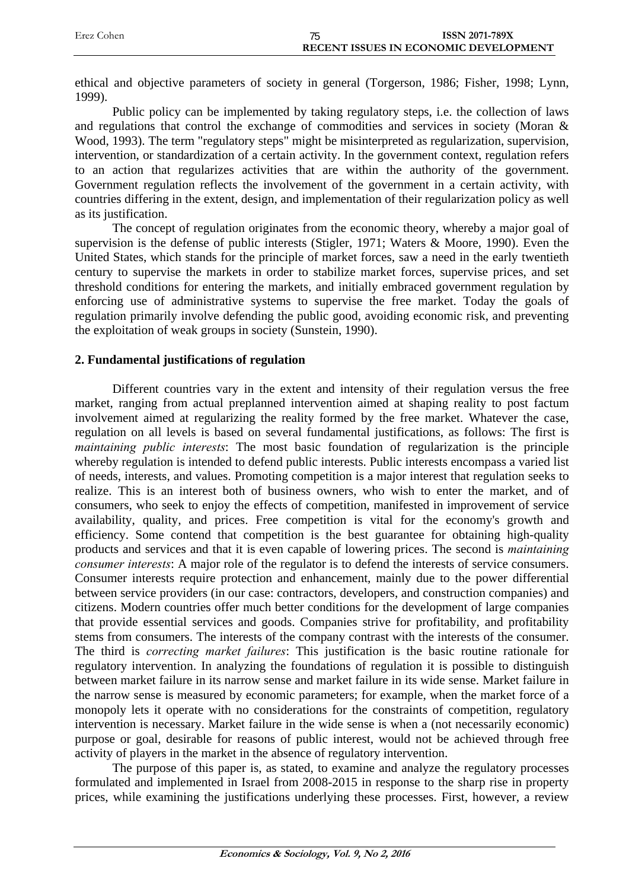ethical and objective parameters of society in general (Torgerson, 1986; Fisher, 1998; Lynn, 1999).

Public policy can be implemented by taking regulatory steps, i.e. the collection of laws and regulations that control the exchange of commodities and services in society (Moran & Wood, 1993). The term "regulatory steps" might be misinterpreted as regularization, supervision, intervention, or standardization of a certain activity. In the government context, regulation refers to an action that regularizes activities that are within the authority of the government. Government regulation reflects the involvement of the government in a certain activity, with countries differing in the extent, design, and implementation of their regularization policy as well as its justification.

The concept of regulation originates from the economic theory, whereby a major goal of supervision is the defense of public interests (Stigler, 1971; Waters & Moore, 1990). Even the United States, which stands for the principle of market forces, saw a need in the early twentieth century to supervise the markets in order to stabilize market forces, supervise prices, and set threshold conditions for entering the markets, and initially embraced government regulation by enforcing use of administrative systems to supervise the free market. Today the goals of regulation primarily involve defending the public good, avoiding economic risk, and preventing the exploitation of weak groups in society (Sunstein, 1990).

## 2. Fundamental justifications of regulation

Different countries vary in the extent and intensity of their regulation versus the free market, ranging from actual preplanned intervention aimed at shaping reality to post factum involvement aimed at regularizing the reality formed by the free market. Whatever the case, regulation on all levels is based on several fundamental justifications, as follows: The first is *maintaining public interests*: The most basic foundation of regularization is the principle whereby regulation is intended to defend public interests. Public interests encompass a varied list of needs, interests, and values. Promoting competition is a major interest that regulation seeks to realize. This is an interest both of business owners, who wish to enter the market, and of consumers, who seek to enjoy the effects of competition, manifested in improvement of service availability, quality, and prices. Free competition is vital for the economy's growth and efficiency. Some contend that competition is the best guarantee for obtaining high-quality products and services and that it is even capable of lowering prices. The second is *maintaining consumer interests*: A major role of the regulator is to defend the interests of service consumers. Consumer interests require protection and enhancement, mainly due to the power differential between service providers (in our case: contractors, developers, and construction companies) and citizens. Modern countries offer much better conditions for the development of large companies that provide essential services and goods. Companies strive for profitability, and profitability stems from consumers. The interests of the company contrast with the interests of the consumer. The third is *correcting market failures*: This justification is the basic routine rationale for regulatory intervention. In analyzing the foundations of regulation it is possible to distinguish between market failure in its narrow sense and market failure in its wide sense. Market failure in the narrow sense is measured by economic parameters; for example, when the market force of a monopoly lets it operate with no considerations for the constraints of competition, regulatory intervention is necessary. Market failure in the wide sense is when a (not necessarily economic) purpose or goal, desirable for reasons of public interest, would not be achieved through free activity of players in the market in the absence of regulatory intervention.

The purpose of this paper is, as stated, to examine and analyze the regulatory processes formulated and implemented in Israel from 2008-2015 in response to the sharp rise in property prices, while examining the justifications underlying these processes. First, however, a review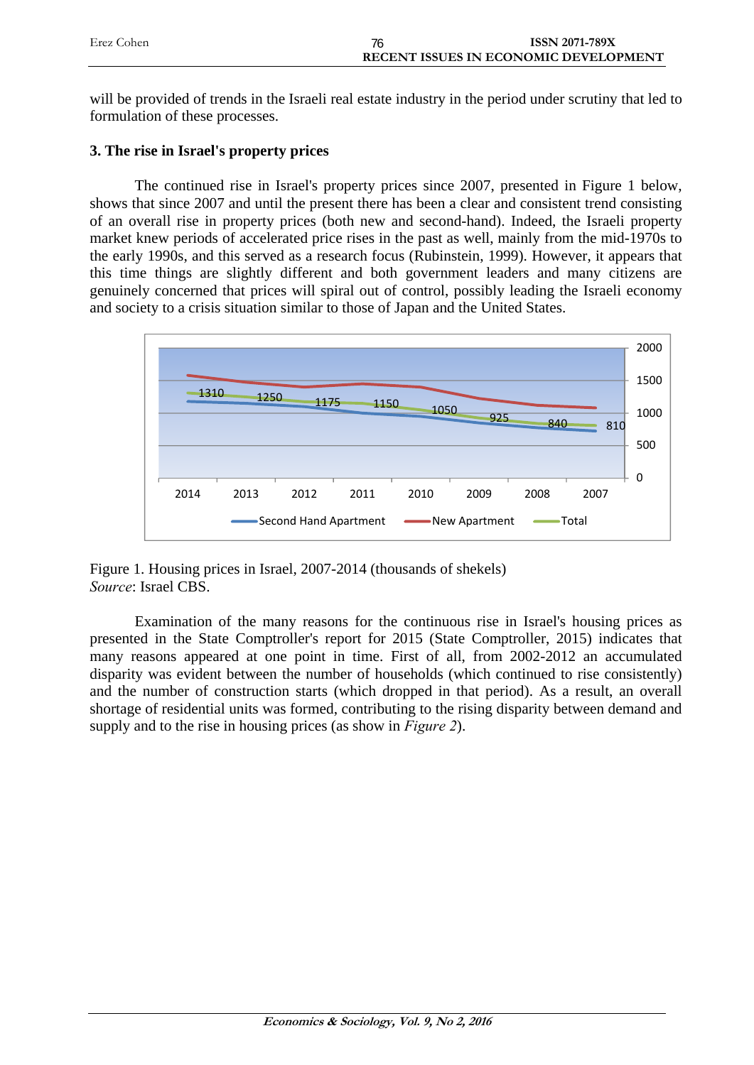will be provided of trends in the Israeli real estate industry in the period under scrutiny that led to formulation of these processes.

## 3. The rise in Israel's property prices

The continued rise in Israel's property prices since 2007, presented in Figure 1 below, shows that since 2007 and until the present there has been a clear and consistent trend consisting of an overall rise in property prices (both new and second-hand). Indeed, the Israeli property market knew periods of accelerated price rises in the past as well, mainly from the mid-1970s to the early 1990s, and this served as a research focus (Rubinstein, 1999). However, it appears that this time things are slightly different and both government leaders and many citizens are genuinely concerned that prices will spiral out of control, possibly leading the Israeli economy and society to a crisis situation similar to those of Japan and the United States.

Figure 1. Housing prices in Israel, 2007-2014 (thousands of shekels)
*Source*: Israel CBS.

Examination of the many reasons for the continuous rise in Israel's housing prices as presented in the State Comptroller's report for 2015 (State Comptroller, 2015) indicates that many reasons appeared at one point in time. First of all, from 2002-2012 an accumulated disparity was evident between the number of households (which continued to rise consistently) and the number of construction starts (which dropped in that period). As a result, an overall shortage of residential units was formed, contributing to the rising disparity between demand and supply and to the rise in housing prices (as show in *Figure 2*).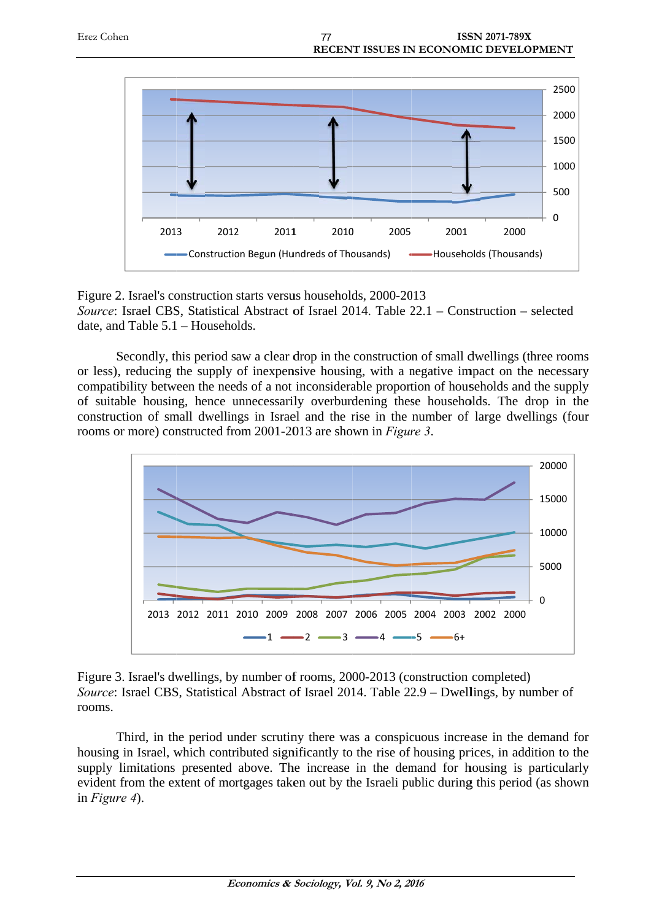Figure 2. Israel's construction starts versus households, 2000-2013

*Source*: Israel CBS, Statistical Abstract of Israel 2014. Table 22.1 – Construction – selected date, and Table 5.1 – Households.

Secondly, this period saw a clear drop in the construction of small dwellings (three rooms or less), reducing the supply of inexpensive housing, with a negative impact on the necessary compatibility between the needs of a not inconsiderable proportion of households and the supply of suitable housing, hence unnecessarily overburdening these households. The drop in the construction of small dwellings in Israel and the rise in the number of large dwellings (four rooms or more) constructed from 2001-2013 are shown in *Figure 3*.

Figure 3. Israel's dwellings, by number of rooms, 2000-2013 (construction completed)

*Source*: Israel CBS, Statistical Abstract of Israel 2014. Table 22.9 – Dwellings, by number of rooms.

Third, in the period under scrutiny there was a conspicuous increase in the demand for housing in Israel, which contributed significantly to the rise of housing prices, in addition to the supply limitations presented above. The increase in the demand for housing is particularly evident from the extent of mortgages taken out by the Israeli public during this period (as shown in *Figure 4*).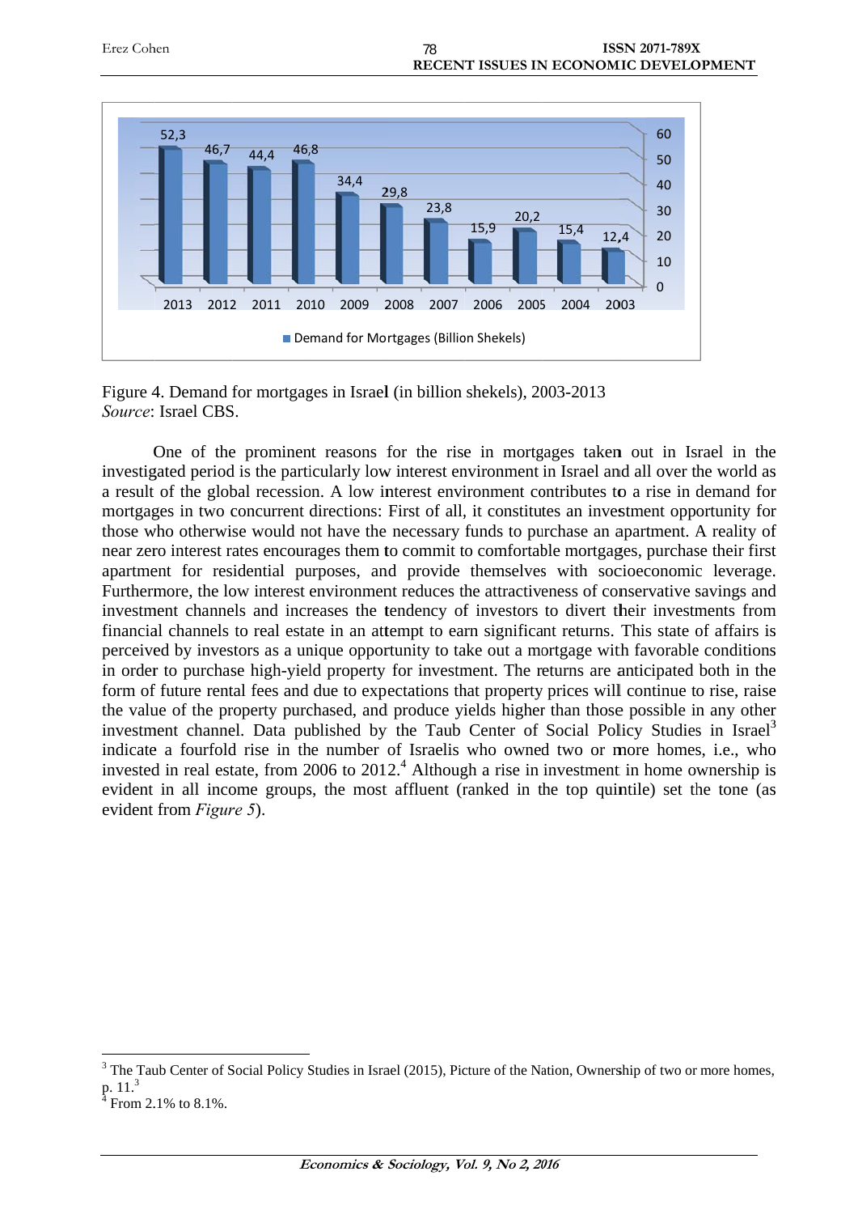Figure 4. Demand for mortgages in Israel (in billion shekels), 2003-2013
*Source*: Israel CBS.

One of the prominent reasons for the rise in mortgages taken out in Israel in the investigated period is the particularly low interest environment in Israel and all over the world as a result of the global recession. A low interest environment contributes to a rise in demand for mortgages in two concurrent directions: First of all, it constitutes an investment opportunity for those who otherwise would not have the necessary funds to purchase an apartment. A reality of near zero interest rates encourages them to commit to comfortable mortgages, purchase their first apartment for residential purposes, and provide themselves with socioeconomic leverage. Furthermore, the low interest environment reduces the attractiveness of conservative savings and investment channels and increases the tendency of investors to divert their investments from financial channels to real estate in an attempt to earn significant returns. This state of affairs is perceived by investors as a unique opportunity to take out a mortgage with favorable conditions in order to purchase high-yield property for investment. The returns are anticipated both in the form of future rental fees and due to expectations that property prices will continue to rise, raise the value of the property purchased, and produce yields higher than those possible in any other investment channel. Data published by the Taub Center of Social Policy Studies in Israel[3] indicate a fourfold rise in the number of Israelis who owned two or more homes, i.e., who invested in real estate, from 2006 to 2012.[4] Although a rise in investment in home ownership is evident in all income groups, the most affluent (ranked in the top quintile) set the tone (as evident from *Figure 5*).

---

[3] The Taub Center of Social Policy Studies in Israel (2015), Picture of the Nation, Ownership of two or more homes, p. 11.[3]

[4] From 2.1% to 8.1%.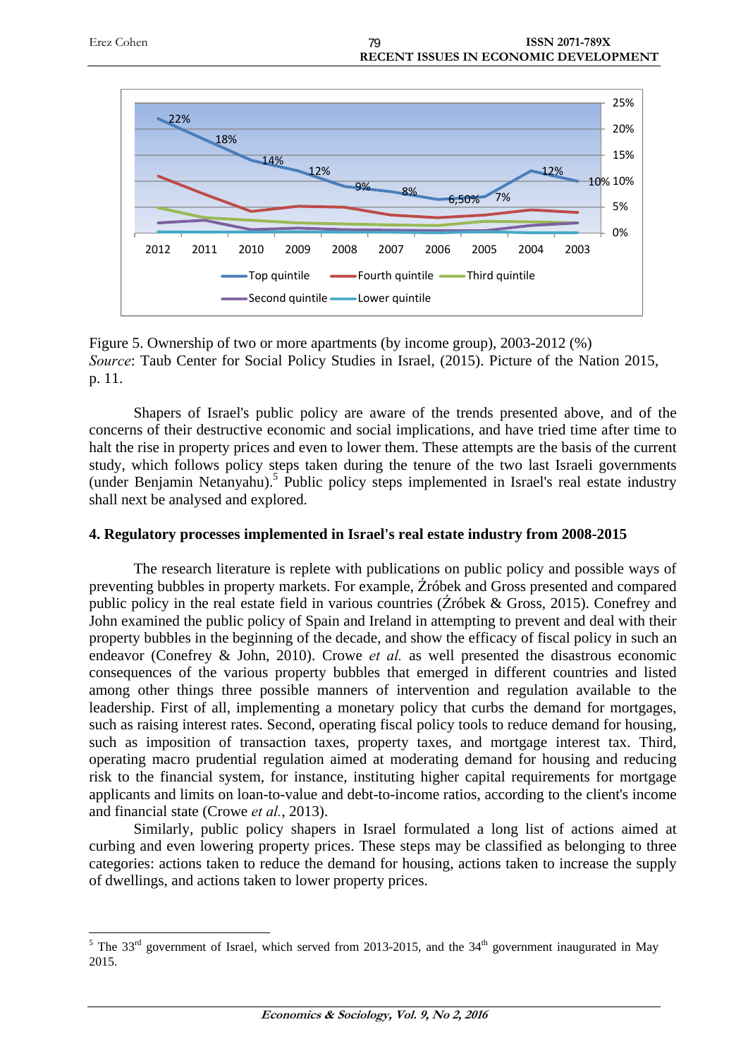Figure 5. Ownership of two or more apartments (by income group), 2003-2012 (%)
*Source*: Taub Center for Social Policy Studies in Israel, (2015). Picture of the Nation 2015, p. 11.

Shapers of Israel's public policy are aware of the trends presented above, and of the concerns of their destructive economic and social implications, and have tried time after time to halt the rise in property prices and even to lower them. These attempts are the basis of the current study, which follows policy steps taken during the tenure of the two last Israeli governments (under Benjamin Netanyahu).[5] Public policy steps implemented in Israel's real estate industry shall next be analysed and explored.

## 4. Regulatory processes implemented in Israel's real estate industry from 2008-2015

The research literature is replete with publications on public policy and possible ways of preventing bubbles in property markets. For example, Źróbek and Gross presented and compared public policy in the real estate field in various countries (Źróbek & Gross, 2015). Conefrey and John examined the public policy of Spain and Ireland in attempting to prevent and deal with their property bubbles in the beginning of the decade, and show the efficacy of fiscal policy in such an endeavor (Conefrey & John, 2010). Crowe *et al.* as well presented the disastrous economic consequences of the various property bubbles that emerged in different countries and listed among other things three possible manners of intervention and regulation available to the leadership. First of all, implementing a monetary policy that curbs the demand for mortgages, such as raising interest rates. Second, operating fiscal policy tools to reduce demand for housing, such as imposition of transaction taxes, property taxes, and mortgage interest tax. Third, operating macro prudential regulation aimed at moderating demand for housing and reducing risk to the financial system, for instance, instituting higher capital requirements for mortgage applicants and limits on loan-to-value and debt-to-income ratios, according to the client's income and financial state (Crowe *et al.*, 2013).

Similarly, public policy shapers in Israel formulated a long list of actions aimed at curbing and even lowering property prices. These steps may be classified as belonging to three categories: actions taken to reduce the demand for housing, actions taken to increase the supply of dwellings, and actions taken to lower property prices.

---

[5] The 33[rd] government of Israel, which served from 2013-2015, and the 34[th] government inaugurated in May 2015.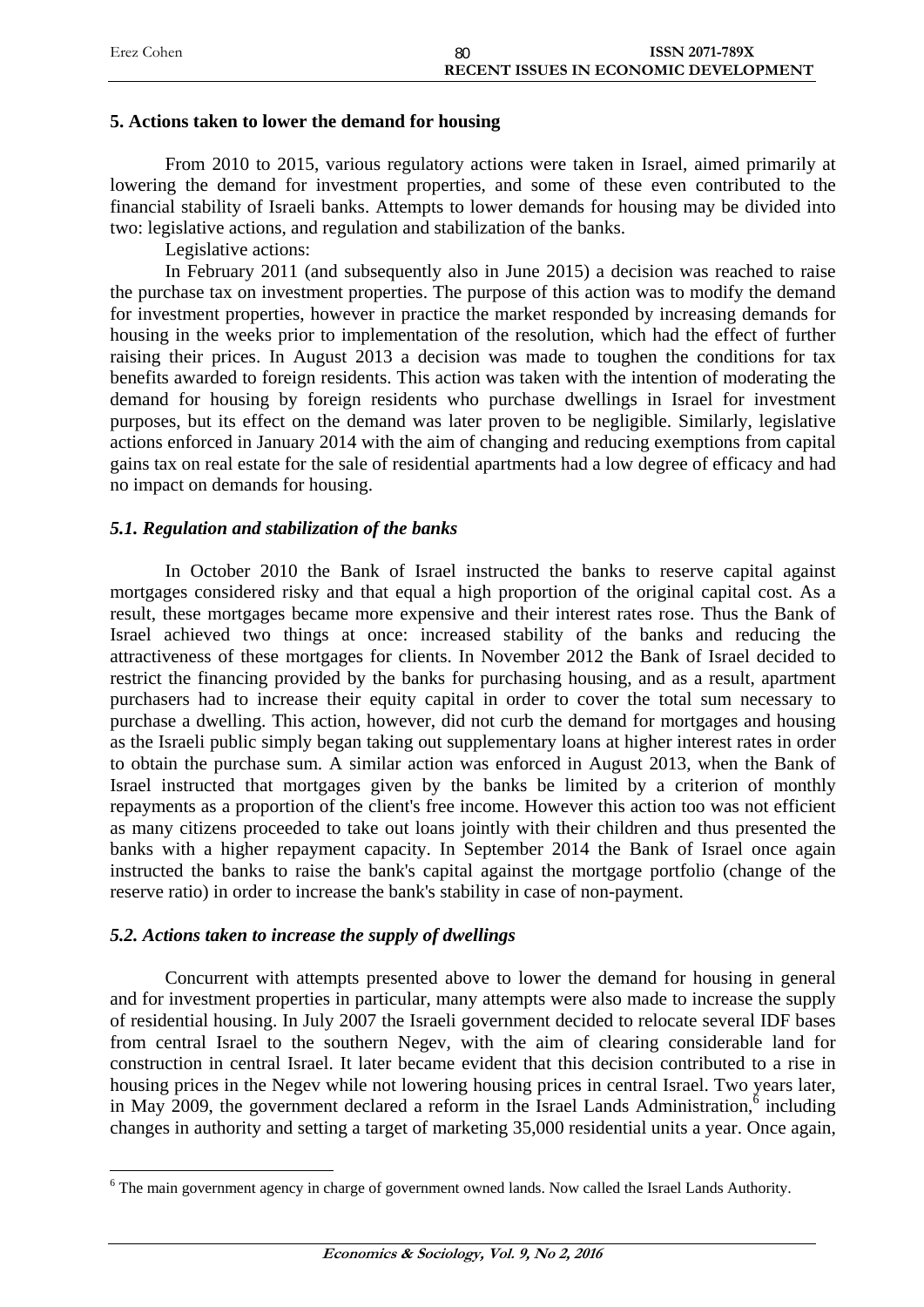## 5. Actions taken to lower the demand for housing

From 2010 to 2015, various regulatory actions were taken in Israel, aimed primarily at lowering the demand for investment properties, and some of these even contributed to the financial stability of Israeli banks. Attempts to lower demands for housing may be divided into two: legislative actions, and regulation and stabilization of the banks.

Legislative actions:

In February 2011 (and subsequently also in June 2015) a decision was reached to raise the purchase tax on investment properties. The purpose of this action was to modify the demand for investment properties, however in practice the market responded by increasing demands for housing in the weeks prior to implementation of the resolution, which had the effect of further raising their prices. In August 2013 a decision was made to toughen the conditions for tax benefits awarded to foreign residents. This action was taken with the intention of moderating the demand for housing by foreign residents who purchase dwellings in Israel for investment purposes, but its effect on the demand was later proven to be negligible. Similarly, legislative actions enforced in January 2014 with the aim of changing and reducing exemptions from capital gains tax on real estate for the sale of residential apartments had a low degree of efficacy and had no impact on demands for housing.

### *5.1. Regulation and stabilization of the banks*

In October 2010 the Bank of Israel instructed the banks to reserve capital against mortgages considered risky and that equal a high proportion of the original capital cost. As a result, these mortgages became more expensive and their interest rates rose. Thus the Bank of Israel achieved two things at once: increased stability of the banks and reducing the attractiveness of these mortgages for clients. In November 2012 the Bank of Israel decided to restrict the financing provided by the banks for purchasing housing, and as a result, apartment purchasers had to increase their equity capital in order to cover the total sum necessary to purchase a dwelling. This action, however, did not curb the demand for mortgages and housing as the Israeli public simply began taking out supplementary loans at higher interest rates in order to obtain the purchase sum. A similar action was enforced in August 2013, when the Bank of Israel instructed that mortgages given by the banks be limited by a criterion of monthly repayments as a proportion of the client's free income. However this action too was not efficient as many citizens proceeded to take out loans jointly with their children and thus presented the banks with a higher repayment capacity. In September 2014 the Bank of Israel once again instructed the banks to raise the bank's capital against the mortgage portfolio (change of the reserve ratio) in order to increase the bank's stability in case of non-payment.

### *5.2. Actions taken to increase the supply of dwellings*

Concurrent with attempts presented above to lower the demand for housing in general and for investment properties in particular, many attempts were also made to increase the supply of residential housing. In July 2007 the Israeli government decided to relocate several IDF bases from central Israel to the southern Negev, with the aim of clearing considerable land for construction in central Israel. It later became evident that this decision contributed to a rise in housing prices in the Negev while not lowering housing prices in central Israel. Two years later, in May 2009, the government declared a reform in the Israel Lands Administration,[6] including changes in authority and setting a target of marketing 35,000 residential units a year. Once again,

[6] The main government agency in charge of government owned lands. Now called the Israel Lands Authority.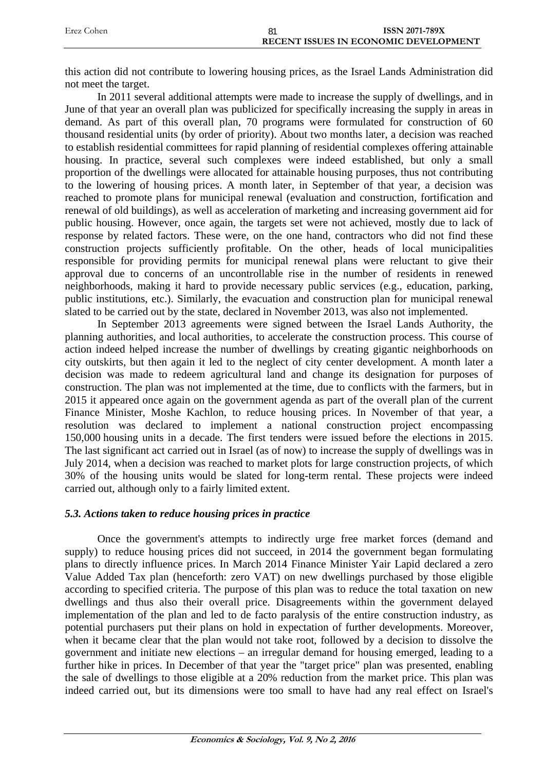this action did not contribute to lowering housing prices, as the Israel Lands Administration did not meet the target.

In 2011 several additional attempts were made to increase the supply of dwellings, and in June of that year an overall plan was publicized for specifically increasing the supply in areas in demand. As part of this overall plan, 70 programs were formulated for construction of 60 thousand residential units (by order of priority). About two months later, a decision was reached to establish residential committees for rapid planning of residential complexes offering attainable housing. In practice, several such complexes were indeed established, but only a small proportion of the dwellings were allocated for attainable housing purposes, thus not contributing to the lowering of housing prices. A month later, in September of that year, a decision was reached to promote plans for municipal renewal (evaluation and construction, fortification and renewal of old buildings), as well as acceleration of marketing and increasing government aid for public housing. However, once again, the targets set were not achieved, mostly due to lack of response by related factors. These were, on the one hand, contractors who did not find these construction projects sufficiently profitable. On the other, heads of local municipalities responsible for providing permits for municipal renewal plans were reluctant to give their approval due to concerns of an uncontrollable rise in the number of residents in renewed neighborhoods, making it hard to provide necessary public services (e.g., education, parking, public institutions, etc.). Similarly, the evacuation and construction plan for municipal renewal slated to be carried out by the state, declared in November 2013, was also not implemented.

In September 2013 agreements were signed between the Israel Lands Authority, the planning authorities, and local authorities, to accelerate the construction process. This course of action indeed helped increase the number of dwellings by creating gigantic neighborhoods on city outskirts, but then again it led to the neglect of city center development. A month later a decision was made to redeem agricultural land and change its designation for purposes of construction. The plan was not implemented at the time, due to conflicts with the farmers, but in 2015 it appeared once again on the government agenda as part of the overall plan of the current Finance Minister, Moshe Kachlon, to reduce housing prices. In November of that year, a resolution was declared to implement a national construction project encompassing 150,000 housing units in a decade. The first tenders were issued before the elections in 2015. The last significant act carried out in Israel (as of now) to increase the supply of dwellings was in July 2014, when a decision was reached to market plots for large construction projects, of which 30% of the housing units would be slated for long-term rental. These projects were indeed carried out, although only to a fairly limited extent.

### *5.3. Actions taken to reduce housing prices in practice*

Once the government's attempts to indirectly urge free market forces (demand and supply) to reduce housing prices did not succeed, in 2014 the government began formulating plans to directly influence prices. In March 2014 Finance Minister Yair Lapid declared a zero Value Added Tax plan (henceforth: zero VAT) on new dwellings purchased by those eligible according to specified criteria. The purpose of this plan was to reduce the total taxation on new dwellings and thus also their overall price. Disagreements within the government delayed implementation of the plan and led to de facto paralysis of the entire construction industry, as potential purchasers put their plans on hold in expectation of further developments. Moreover, when it became clear that the plan would not take root, followed by a decision to dissolve the government and initiate new elections – an irregular demand for housing emerged, leading to a further hike in prices. In December of that year the "target price" plan was presented, enabling the sale of dwellings to those eligible at a 20% reduction from the market price. This plan was indeed carried out, but its dimensions were too small to have had any real effect on Israel's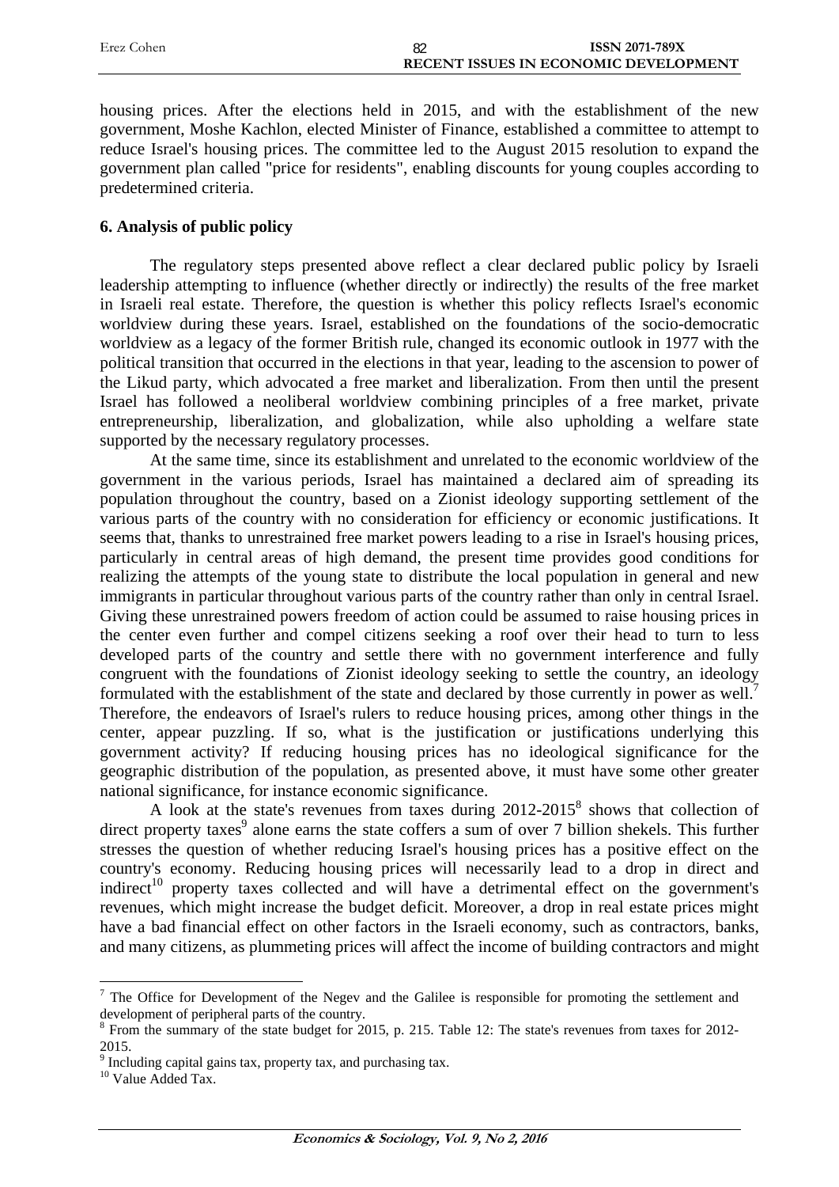housing prices. After the elections held in 2015, and with the establishment of the new government, Moshe Kachlon, elected Minister of Finance, established a committee to attempt to reduce Israel's housing prices. The committee led to the August 2015 resolution to expand the government plan called "price for residents", enabling discounts for young couples according to predetermined criteria.

## 6. Analysis of public policy

The regulatory steps presented above reflect a clear declared public policy by Israeli leadership attempting to influence (whether directly or indirectly) the results of the free market in Israeli real estate. Therefore, the question is whether this policy reflects Israel's economic worldview during these years. Israel, established on the foundations of the socio-democratic worldview as a legacy of the former British rule, changed its economic outlook in 1977 with the political transition that occurred in the elections in that year, leading to the ascension to power of the Likud party, which advocated a free market and liberalization. From then until the present Israel has followed a neoliberal worldview combining principles of a free market, private entrepreneurship, liberalization, and globalization, while also upholding a welfare state supported by the necessary regulatory processes.

At the same time, since its establishment and unrelated to the economic worldview of the government in the various periods, Israel has maintained a declared aim of spreading its population throughout the country, based on a Zionist ideology supporting settlement of the various parts of the country with no consideration for efficiency or economic justifications. It seems that, thanks to unrestrained free market powers leading to a rise in Israel's housing prices, particularly in central areas of high demand, the present time provides good conditions for realizing the attempts of the young state to distribute the local population in general and new immigrants in particular throughout various parts of the country rather than only in central Israel. Giving these unrestrained powers freedom of action could be assumed to raise housing prices in the center even further and compel citizens seeking a roof over their head to turn to less developed parts of the country and settle there with no government interference and fully congruent with the foundations of Zionist ideology seeking to settle the country, an ideology formulated with the establishment of the state and declared by those currently in power as well.[7] Therefore, the endeavors of Israel's rulers to reduce housing prices, among other things in the center, appear puzzling. If so, what is the justification or justifications underlying this government activity? If reducing housing prices has no ideological significance for the geographic distribution of the population, as presented above, it must have some other greater national significance, for instance economic significance.

A look at the state's revenues from taxes during 2012-2015[8] shows that collection of direct property taxes[9] alone earns the state coffers a sum of over 7 billion shekels. This further stresses the question of whether reducing Israel's housing prices has a positive effect on the country's economy. Reducing housing prices will necessarily lead to a drop in direct and indirect[10] property taxes collected and will have a detrimental effect on the government's revenues, which might increase the budget deficit. Moreover, a drop in real estate prices might have a bad financial effect on other factors in the Israeli economy, such as contractors, banks, and many citizens, as plummeting prices will affect the income of building contractors and might

---

[7] The Office for Development of the Negev and the Galilee is responsible for promoting the settlement and development of peripheral parts of the country.

[8] From the summary of the state budget for 2015, p. 215. Table 12: The state's revenues from taxes for 2012-2015.

[9] Including capital gains tax, property tax, and purchasing tax.

[10] Value Added Tax.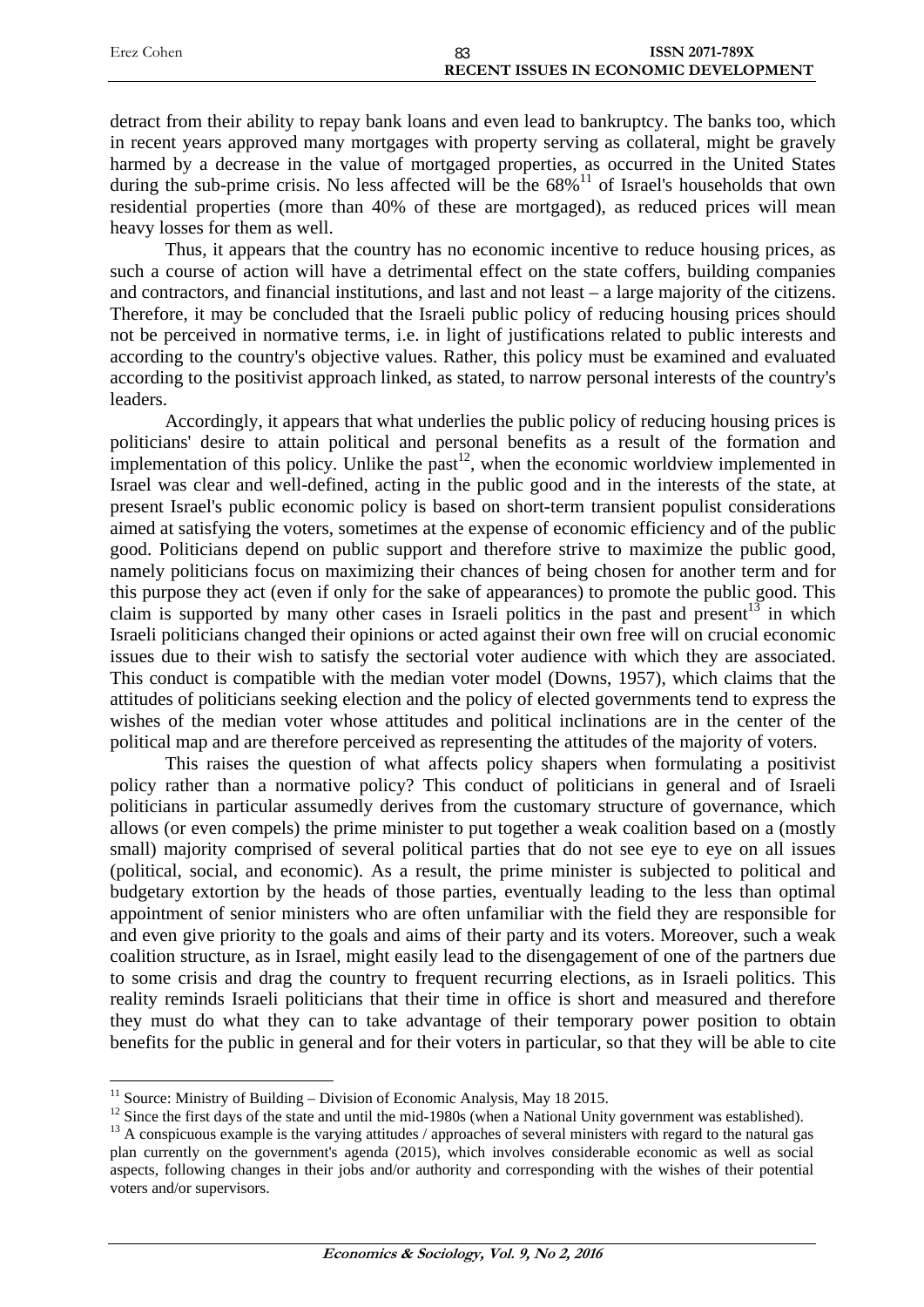detract from their ability to repay bank loans and even lead to bankruptcy. The banks too, which in recent years approved many mortgages with property serving as collateral, might be gravely harmed by a decrease in the value of mortgaged properties, as occurred in the United States during the sub-prime crisis. No less affected will be the 68%[11] of Israel's households that own residential properties (more than 40% of these are mortgaged), as reduced prices will mean heavy losses for them as well.

Thus, it appears that the country has no economic incentive to reduce housing prices, as such a course of action will have a detrimental effect on the state coffers, building companies and contractors, and financial institutions, and last and not least – a large majority of the citizens. Therefore, it may be concluded that the Israeli public policy of reducing housing prices should not be perceived in normative terms, i.e. in light of justifications related to public interests and according to the country's objective values. Rather, this policy must be examined and evaluated according to the positivist approach linked, as stated, to narrow personal interests of the country's leaders.

Accordingly, it appears that what underlies the public policy of reducing housing prices is politicians' desire to attain political and personal benefits as a result of the formation and implementation of this policy. Unlike the past[12], when the economic worldview implemented in Israel was clear and well-defined, acting in the public good and in the interests of the state, at present Israel's public economic policy is based on short-term transient populist considerations aimed at satisfying the voters, sometimes at the expense of economic efficiency and of the public good. Politicians depend on public support and therefore strive to maximize the public good, namely politicians focus on maximizing their chances of being chosen for another term and for this purpose they act (even if only for the sake of appearances) to promote the public good. This claim is supported by many other cases in Israeli politics in the past and present[13] in which Israeli politicians changed their opinions or acted against their own free will on crucial economic issues due to their wish to satisfy the sectorial voter audience with which they are associated. This conduct is compatible with the median voter model (Downs, 1957), which claims that the attitudes of politicians seeking election and the policy of elected governments tend to express the wishes of the median voter whose attitudes and political inclinations are in the center of the political map and are therefore perceived as representing the attitudes of the majority of voters.

This raises the question of what affects policy shapers when formulating a positivist policy rather than a normative policy? This conduct of politicians in general and of Israeli politicians in particular assumedly derives from the customary structure of governance, which allows (or even compels) the prime minister to put together a weak coalition based on a (mostly small) majority comprised of several political parties that do not see eye to eye on all issues (political, social, and economic). As a result, the prime minister is subjected to political and budgetary extortion by the heads of those parties, eventually leading to the less than optimal appointment of senior ministers who are often unfamiliar with the field they are responsible for and even give priority to the goals and aims of their party and its voters. Moreover, such a weak coalition structure, as in Israel, might easily lead to the disengagement of one of the partners due to some crisis and drag the country to frequent recurring elections, as in Israeli politics. This reality reminds Israeli politicians that their time in office is short and measured and therefore they must do what they can to take advantage of their temporary power position to obtain benefits for the public in general and for their voters in particular, so that they will be able to cite

[11] Source: Ministry of Building – Division of Economic Analysis, May 18 2015.

[12] Since the first days of the state and until the mid-1980s (when a National Unity government was established).

[13] A conspicuous example is the varying attitudes / approaches of several ministers with regard to the natural gas plan currently on the government's agenda (2015), which involves considerable economic as well as social aspects, following changes in their jobs and/or authority and corresponding with the wishes of their potential voters and/or supervisors.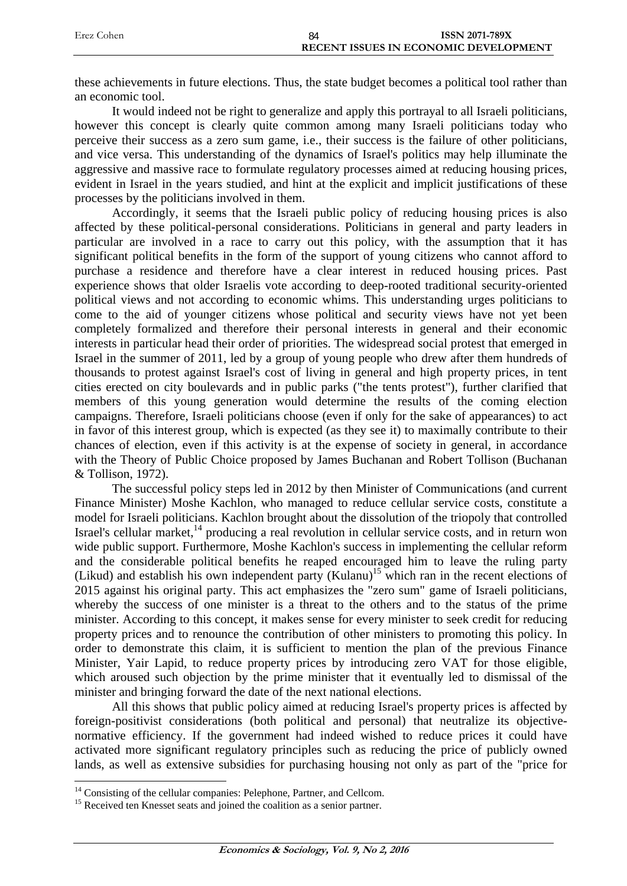these achievements in future elections. Thus, the state budget becomes a political tool rather than an economic tool.

It would indeed not be right to generalize and apply this portrayal to all Israeli politicians, however this concept is clearly quite common among many Israeli politicians today who perceive their success as a zero sum game, i.e., their success is the failure of other politicians, and vice versa. This understanding of the dynamics of Israel's politics may help illuminate the aggressive and massive race to formulate regulatory processes aimed at reducing housing prices, evident in Israel in the years studied, and hint at the explicit and implicit justifications of these processes by the politicians involved in them.

Accordingly, it seems that the Israeli public policy of reducing housing prices is also affected by these political-personal considerations. Politicians in general and party leaders in particular are involved in a race to carry out this policy, with the assumption that it has significant political benefits in the form of the support of young citizens who cannot afford to purchase a residence and therefore have a clear interest in reduced housing prices. Past experience shows that older Israelis vote according to deep-rooted traditional security-oriented political views and not according to economic whims. This understanding urges politicians to come to the aid of younger citizens whose political and security views have not yet been completely formalized and therefore their personal interests in general and their economic interests in particular head their order of priorities. The widespread social protest that emerged in Israel in the summer of 2011, led by a group of young people who drew after them hundreds of thousands to protest against Israel's cost of living in general and high property prices, in tent cities erected on city boulevards and in public parks ("the tents protest"), further clarified that members of this young generation would determine the results of the coming election campaigns. Therefore, Israeli politicians choose (even if only for the sake of appearances) to act in favor of this interest group, which is expected (as they see it) to maximally contribute to their chances of election, even if this activity is at the expense of society in general, in accordance with the Theory of Public Choice proposed by James Buchanan and Robert Tollison (Buchanan & Tollison, 1972).

The successful policy steps led in 2012 by then Minister of Communications (and current Finance Minister) Moshe Kachlon, who managed to reduce cellular service costs, constitute a model for Israeli politicians. Kachlon brought about the dissolution of the triopoly that controlled Israel's cellular market,[14] producing a real revolution in cellular service costs, and in return won wide public support. Furthermore, Moshe Kachlon's success in implementing the cellular reform and the considerable political benefits he reaped encouraged him to leave the ruling party (Likud) and establish his own independent party (Kulanu)[15] which ran in the recent elections of 2015 against his original party. This act emphasizes the "zero sum" game of Israeli politicians, whereby the success of one minister is a threat to the others and to the status of the prime minister. According to this concept, it makes sense for every minister to seek credit for reducing property prices and to renounce the contribution of other ministers to promoting this policy. In order to demonstrate this claim, it is sufficient to mention the plan of the previous Finance Minister, Yair Lapid, to reduce property prices by introducing zero VAT for those eligible, which aroused such objection by the prime minister that it eventually led to dismissal of the minister and bringing forward the date of the next national elections.

All this shows that public policy aimed at reducing Israel's property prices is affected by foreign-positivist considerations (both political and personal) that neutralize its objective-normative efficiency. If the government had indeed wished to reduce prices it could have activated more significant regulatory principles such as reducing the price of publicly owned lands, as well as extensive subsidies for purchasing housing not only as part of the "price for

---

[14] Consisting of the cellular companies: Pelephone, Partner, and Cellcom.

[15] Received ten Knesset seats and joined the coalition as a senior partner.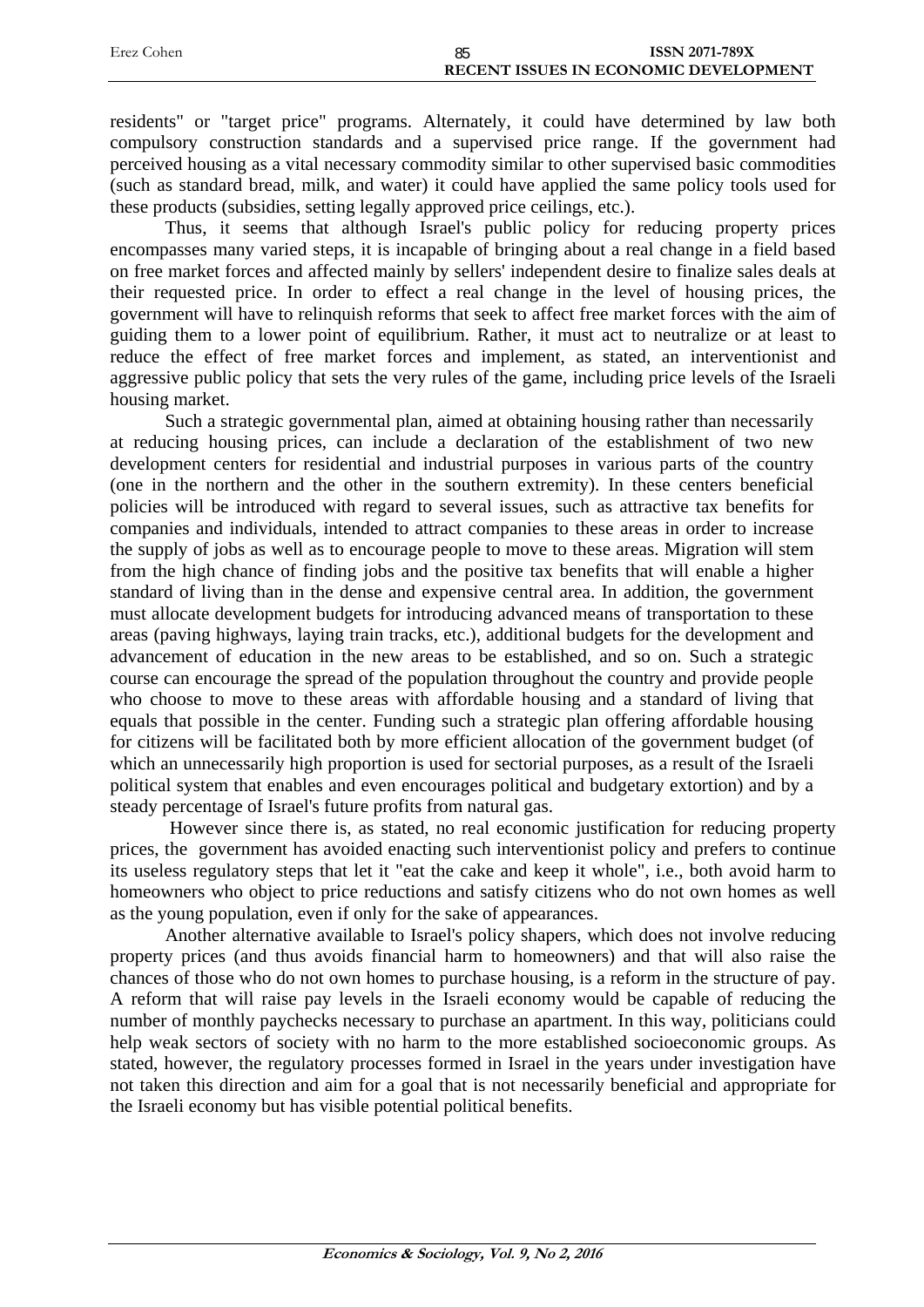residents" or "target price" programs. Alternately, it could have determined by law both compulsory construction standards and a supervised price range. If the government had perceived housing as a vital necessary commodity similar to other supervised basic commodities (such as standard bread, milk, and water) it could have applied the same policy tools used for these products (subsidies, setting legally approved price ceilings, etc.).

Thus, it seems that although Israel's public policy for reducing property prices encompasses many varied steps, it is incapable of bringing about a real change in a field based on free market forces and affected mainly by sellers' independent desire to finalize sales deals at their requested price. In order to effect a real change in the level of housing prices, the government will have to relinquish reforms that seek to affect free market forces with the aim of guiding them to a lower point of equilibrium. Rather, it must act to neutralize or at least to reduce the effect of free market forces and implement, as stated, an interventionist and aggressive public policy that sets the very rules of the game, including price levels of the Israeli housing market.

Such a strategic governmental plan, aimed at obtaining housing rather than necessarily at reducing housing prices, can include a declaration of the establishment of two new development centers for residential and industrial purposes in various parts of the country (one in the northern and the other in the southern extremity). In these centers beneficial policies will be introduced with regard to several issues, such as attractive tax benefits for companies and individuals, intended to attract companies to these areas in order to increase the supply of jobs as well as to encourage people to move to these areas. Migration will stem from the high chance of finding jobs and the positive tax benefits that will enable a higher standard of living than in the dense and expensive central area. In addition, the government must allocate development budgets for introducing advanced means of transportation to these areas (paving highways, laying train tracks, etc.), additional budgets for the development and advancement of education in the new areas to be established, and so on. Such a strategic course can encourage the spread of the population throughout the country and provide people who choose to move to these areas with affordable housing and a standard of living that equals that possible in the center. Funding such a strategic plan offering affordable housing for citizens will be facilitated both by more efficient allocation of the government budget (of which an unnecessarily high proportion is used for sectorial purposes, as a result of the Israeli political system that enables and even encourages political and budgetary extortion) and by a steady percentage of Israel's future profits from natural gas.

However since there is, as stated, no real economic justification for reducing property prices, the government has avoided enacting such interventionist policy and prefers to continue its useless regulatory steps that let it "eat the cake and keep it whole", i.e., both avoid harm to homeowners who object to price reductions and satisfy citizens who do not own homes as well as the young population, even if only for the sake of appearances.

Another alternative available to Israel's policy shapers, which does not involve reducing property prices (and thus avoids financial harm to homeowners) and that will also raise the chances of those who do not own homes to purchase housing, is a reform in the structure of pay. A reform that will raise pay levels in the Israeli economy would be capable of reducing the number of monthly paychecks necessary to purchase an apartment. In this way, politicians could help weak sectors of society with no harm to the more established socioeconomic groups. As stated, however, the regulatory processes formed in Israel in the years under investigation have not taken this direction and aim for a goal that is not necessarily beneficial and appropriate for the Israeli economy but has visible potential political benefits.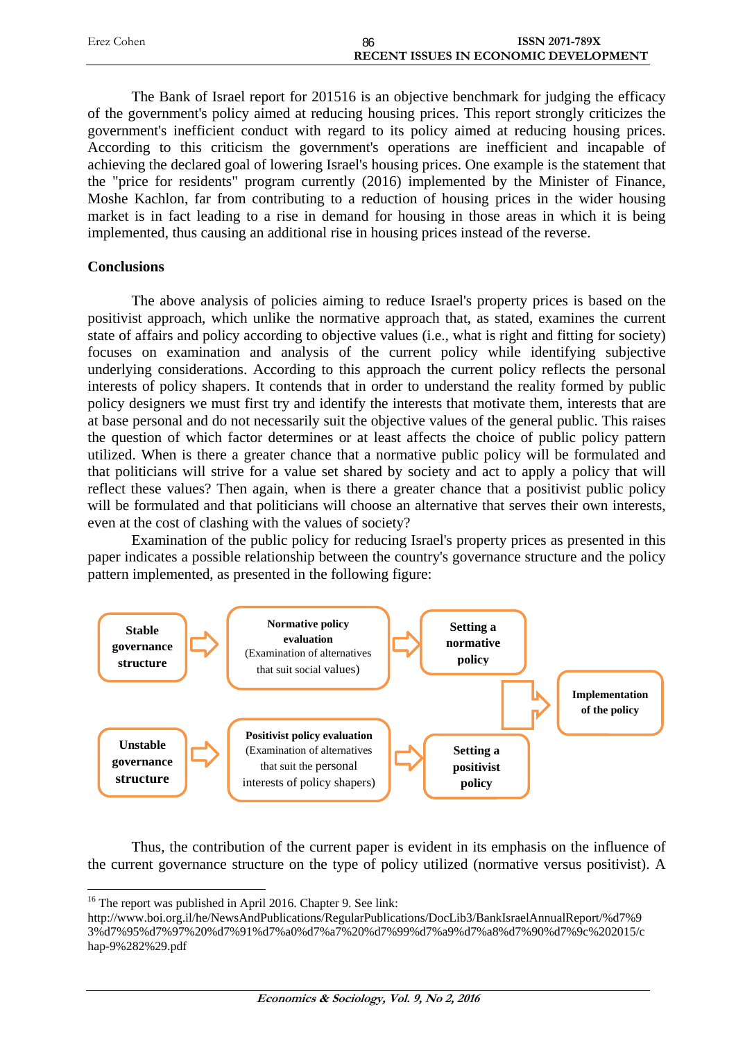The Bank of Israel report for 2015[16] is an objective benchmark for judging the efficacy of the government's policy aimed at reducing housing prices. This report strongly criticizes the government's inefficient conduct with regard to its policy aimed at reducing housing prices. According to this criticism the government's operations are inefficient and incapable of achieving the declared goal of lowering Israel's housing prices. One example is the statement that the "price for residents" program currently (2016) implemented by the Minister of Finance, Moshe Kachlon, far from contributing to a reduction of housing prices in the wider housing market is in fact leading to a rise in demand for housing in those areas in which it is being implemented, thus causing an additional rise in housing prices instead of the reverse.

## Conclusions

The above analysis of policies aiming to reduce Israel's property prices is based on the positivist approach, which unlike the normative approach that, as stated, examines the current state of affairs and policy according to objective values (i.e., what is right and fitting for society) focuses on examination and analysis of the current policy while identifying subjective underlying considerations. According to this approach the current policy reflects the personal interests of policy shapers. It contends that in order to understand the reality formed by public policy designers we must first try and identify the interests that motivate them, interests that are at base personal and do not necessarily suit the objective values of the general public. This raises the question of which factor determines or at least affects the choice of public policy pattern utilized. When is there a greater chance that a normative public policy will be formulated and that politicians will strive for a value set shared by society and act to apply a policy that will reflect these values? Then again, when is there a greater chance that a positivist public policy will be formulated and that politicians will choose an alternative that serves their own interests, even at the cost of clashing with the values of society?

Examination of the public policy for reducing Israel's property prices as presented in this paper indicates a possible relationship between the country's governance structure and the policy pattern implemented, as presented in the following figure:

**Stable governance structure** ⇒ **Normative policy evaluation** (Examination of alternatives that suit social values) ⇒ **Setting a normative policy** ⇒ **Implementation of the policy**

**Unstable governance structure** ⇒ **Positivist policy evaluation** (Examination of alternatives that suit the personal interests of policy shapers) ⇒ **Setting a positivist policy** ⇒ **Implementation of the policy**

Thus, the contribution of the current paper is evident in its emphasis on the influence of the current governance structure on the type of policy utilized (normative versus positivist). A

---

[16] The report was published in April 2016. Chapter 9. See link: http://www.boi.org.il/he/NewsAndPublications/RegularPublications/DocLib3/BankIsraelAnnualReport/%d7%93%d7%95%d7%97%20%d7%91%d7%a0%d7%a7%20%d7%99%d7%a9%d7%a8%d7%90%d7%9c%202015/chap-9%282%29.pdf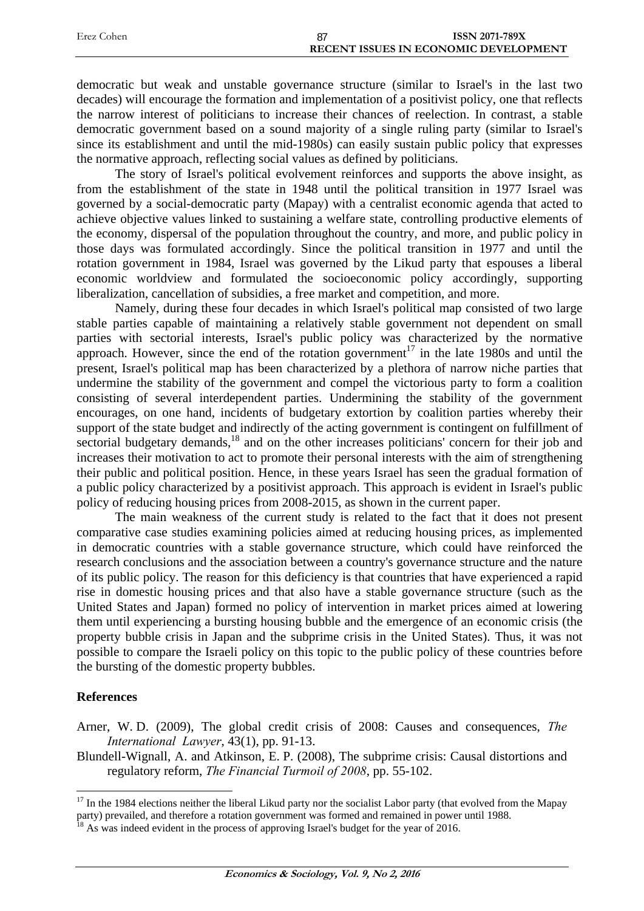democratic but weak and unstable governance structure (similar to Israel's in the last two decades) will encourage the formation and implementation of a positivist policy, one that reflects the narrow interest of politicians to increase their chances of reelection. In contrast, a stable democratic government based on a sound majority of a single ruling party (similar to Israel's since its establishment and until the mid-1980s) can easily sustain public policy that expresses the normative approach, reflecting social values as defined by politicians.

The story of Israel's political evolvement reinforces and supports the above insight, as from the establishment of the state in 1948 until the political transition in 1977 Israel was governed by a social-democratic party (Mapay) with a centralist economic agenda that acted to achieve objective values linked to sustaining a welfare state, controlling productive elements of the economy, dispersal of the population throughout the country, and more, and public policy in those days was formulated accordingly. Since the political transition in 1977 and until the rotation government in 1984, Israel was governed by the Likud party that espouses a liberal economic worldview and formulated the socioeconomic policy accordingly, supporting liberalization, cancellation of subsidies, a free market and competition, and more.

Namely, during these four decades in which Israel's political map consisted of two large stable parties capable of maintaining a relatively stable government not dependent on small parties with sectorial interests, Israel's public policy was characterized by the normative approach. However, since the end of the rotation government[17] in the late 1980s and until the present, Israel's political map has been characterized by a plethora of narrow niche parties that undermine the stability of the government and compel the victorious party to form a coalition consisting of several interdependent parties. Undermining the stability of the government encourages, on one hand, incidents of budgetary extortion by coalition parties whereby their support of the state budget and indirectly of the acting government is contingent on fulfillment of sectorial budgetary demands,[18] and on the other increases politicians' concern for their job and increases their motivation to act to promote their personal interests with the aim of strengthening their public and political position. Hence, in these years Israel has seen the gradual formation of a public policy characterized by a positivist approach. This approach is evident in Israel's public policy of reducing housing prices from 2008-2015, as shown in the current paper.

The main weakness of the current study is related to the fact that it does not present comparative case studies examining policies aimed at reducing housing prices, as implemented in democratic countries with a stable governance structure, which could have reinforced the research conclusions and the association between a country's governance structure and the nature of its public policy. The reason for this deficiency is that countries that have experienced a rapid rise in domestic housing prices and that also have a stable governance structure (such as the United States and Japan) formed no policy of intervention in market prices aimed at lowering them until experiencing a bursting housing bubble and the emergence of an economic crisis (the property bubble crisis in Japan and the subprime crisis in the United States). Thus, it was not possible to compare the Israeli policy on this topic to the public policy of these countries before the bursting of the domestic property bubbles.

## References

Arner, W. D. (2009), The global credit crisis of 2008: Causes and consequences, *The International Lawyer*, 43(1), pp. 91-13.

Blundell-Wignall, A. and Atkinson, E. P. (2008), The subprime crisis: Causal distortions and regulatory reform, *The Financial Turmoil of 2008*, pp. 55-102.

[17] In the 1984 elections neither the liberal Likud party nor the socialist Labor party (that evolved from the Mapay party) prevailed, and therefore a rotation government was formed and remained in power until 1988.

[18] As was indeed evident in the process of approving Israel's budget for the year of 2016.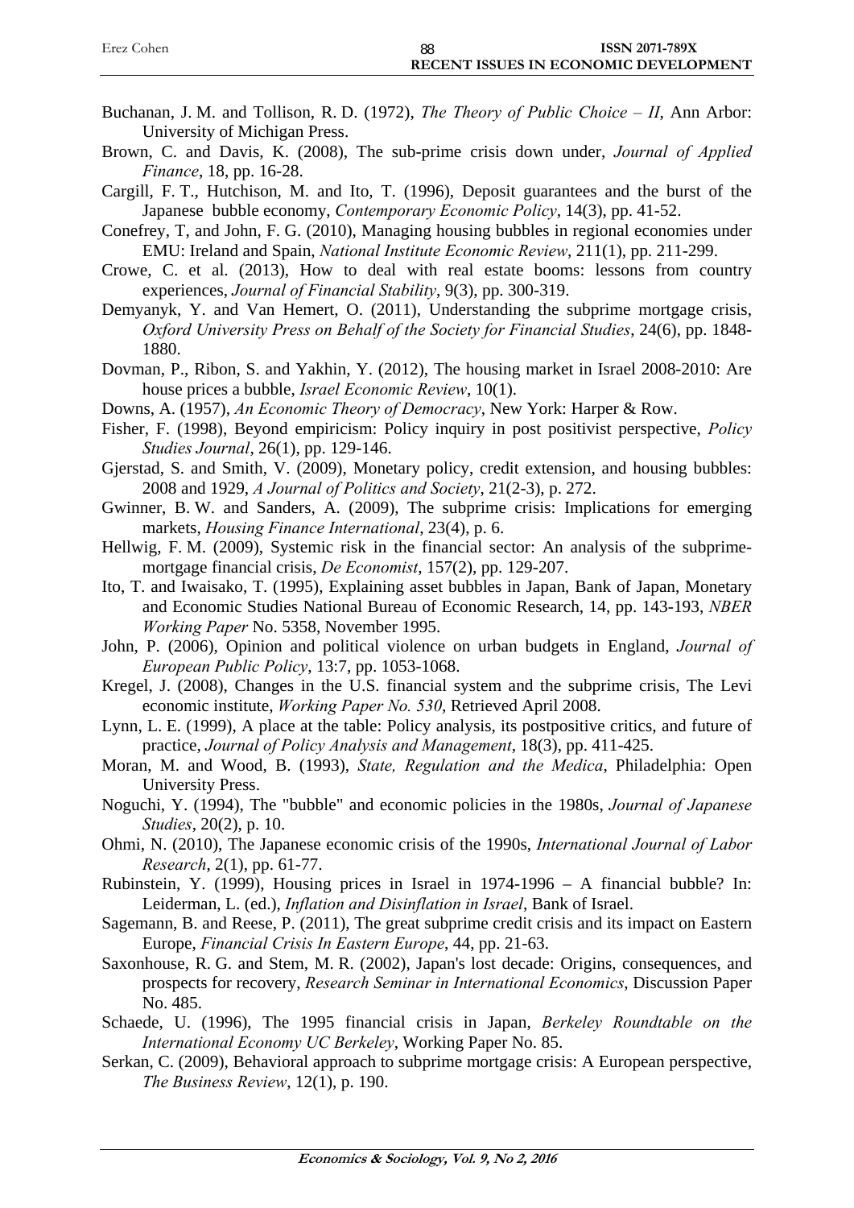Buchanan, J. M. and Tollison, R. D. (1972), *The Theory of Public Choice – II*, Ann Arbor: University of Michigan Press.

Brown, C. and Davis, K. (2008), The sub-prime crisis down under, *Journal of Applied Finance*, 18, pp. 16-28.

Cargill, F. T., Hutchison, M. and Ito, T. (1996), Deposit guarantees and the burst of the Japanese bubble economy, *Contemporary Economic Policy*, 14(3), pp. 41-52.

Conefrey, T, and John, F. G. (2010), Managing housing bubbles in regional economies under EMU: Ireland and Spain, *National Institute Economic Review*, 211(1), pp. 211-299.

Crowe, C. et al. (2013), How to deal with real estate booms: lessons from country experiences, *Journal of Financial Stability*, 9(3), pp. 300-319.

Demyanyk, Y. and Van Hemert, O. (2011), Understanding the subprime mortgage crisis, *Oxford University Press on Behalf of the Society for Financial Studies*, 24(6), pp. 1848-1880.

Dovman, P., Ribon, S. and Yakhin, Y. (2012), The housing market in Israel 2008-2010: Are house prices a bubble, *Israel Economic Review*, 10(1).

Downs, A. (1957), *An Economic Theory of Democracy*, New York: Harper & Row.

Fisher, F. (1998), Beyond empiricism: Policy inquiry in post positivist perspective, *Policy Studies Journal*, 26(1), pp. 129-146.

Gjerstad, S. and Smith, V. (2009), Monetary policy, credit extension, and housing bubbles: 2008 and 1929, *A Journal of Politics and Society*, 21(2-3), p. 272.

Gwinner, B. W. and Sanders, A. (2009), The subprime crisis: Implications for emerging markets, *Housing Finance International*, 23(4), p. 6.

Hellwig, F. M. (2009), Systemic risk in the financial sector: An analysis of the subprime-mortgage financial crisis, *De Economist*, 157(2), pp. 129-207.

Ito, T. and Iwaisako, T. (1995), Explaining asset bubbles in Japan, Bank of Japan, Monetary and Economic Studies National Bureau of Economic Research, 14, pp. 143-193, *NBER Working Paper* No. 5358, November 1995.

John, P. (2006), Opinion and political violence on urban budgets in England, *Journal of European Public Policy*, 13:7, pp. 1053-1068.

Kregel, J. (2008), Changes in the U.S. financial system and the subprime crisis, The Levi economic institute, *Working Paper No. 530*, Retrieved April 2008.

Lynn, L. E. (1999), A place at the table: Policy analysis, its postpositive critics, and future of practice, *Journal of Policy Analysis and Management*, 18(3), pp. 411-425.

Moran, M. and Wood, B. (1993), *State, Regulation and the Medica*, Philadelphia: Open University Press.

Noguchi, Y. (1994), The "bubble" and economic policies in the 1980s, *Journal of Japanese Studies*, 20(2), p. 10.

Ohmi, N. (2010), The Japanese economic crisis of the 1990s, *International Journal of Labor Research*, 2(1), pp. 61-77.

Rubinstein, Y. (1999), Housing prices in Israel in 1974-1996 – A financial bubble? In: Leiderman, L. (ed.), *Inflation and Disinflation in Israel*, Bank of Israel.

Sagemann, B. and Reese, P. (2011), The great subprime credit crisis and its impact on Eastern Europe, *Financial Crisis In Eastern Europe*, 44, pp. 21-63.

Saxonhouse, R. G. and Stem, M. R. (2002), Japan's lost decade: Origins, consequences, and prospects for recovery, *Research Seminar in International Economics*, Discussion Paper No. 485.

Schaede, U. (1996), The 1995 financial crisis in Japan, *Berkeley Roundtable on the International Economy UC Berkeley*, Working Paper No. 85.

Serkan, C. (2009), Behavioral approach to subprime mortgage crisis: A European perspective, *The Business Review*, 12(1), p. 190.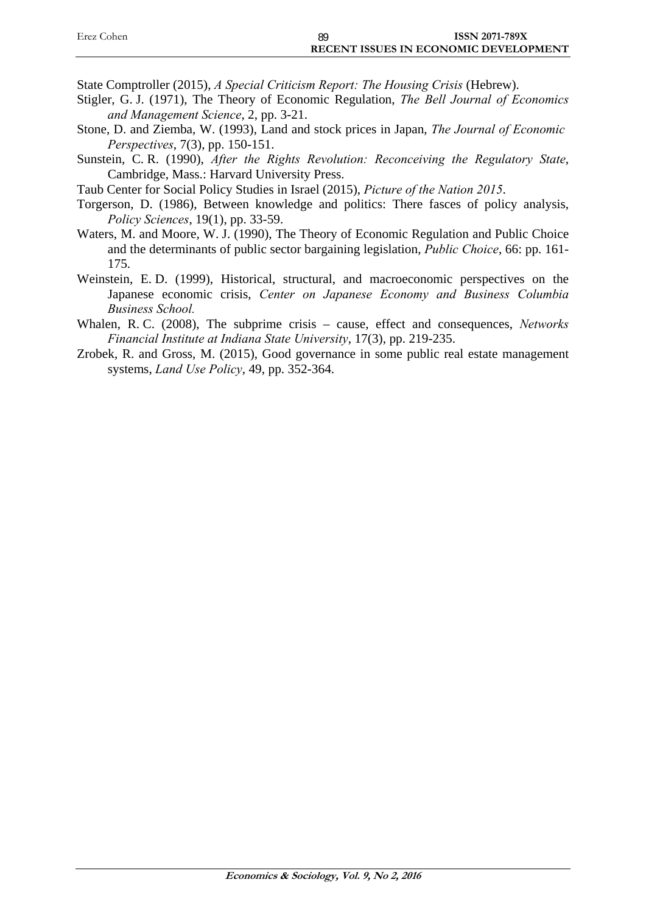State Comptroller (2015), *A Special Criticism Report: The Housing Crisis* (Hebrew).

Stigler, G. J. (1971), The Theory of Economic Regulation, *The Bell Journal of Economics and Management Science*, 2, pp. 3-21.

Stone, D. and Ziemba, W. (1993), Land and stock prices in Japan, *The Journal of Economic Perspectives*, 7(3), pp. 150-151.

Sunstein, C. R. (1990), *After the Rights Revolution: Reconceiving the Regulatory State*, Cambridge, Mass.: Harvard University Press.

Taub Center for Social Policy Studies in Israel (2015), *Picture of the Nation 2015*.

Torgerson, D. (1986), Between knowledge and politics: There fasces of policy analysis, *Policy Sciences*, 19(1), pp. 33-59.

Waters, M. and Moore, W. J. (1990), The Theory of Economic Regulation and Public Choice and the determinants of public sector bargaining legislation, *Public Choice*, 66: pp. 161-175.

Weinstein, E. D. (1999), Historical, structural, and macroeconomic perspectives on the Japanese economic crisis, *Center on Japanese Economy and Business Columbia Business School.*

Whalen, R. C. (2008), The subprime crisis – cause, effect and consequences, *Networks Financial Institute at Indiana State University*, 17(3), pp. 219-235.

Zrobek, R. and Gross, M. (2015), Good governance in some public real estate management systems, *Land Use Policy*, 49, pp. 352-364.